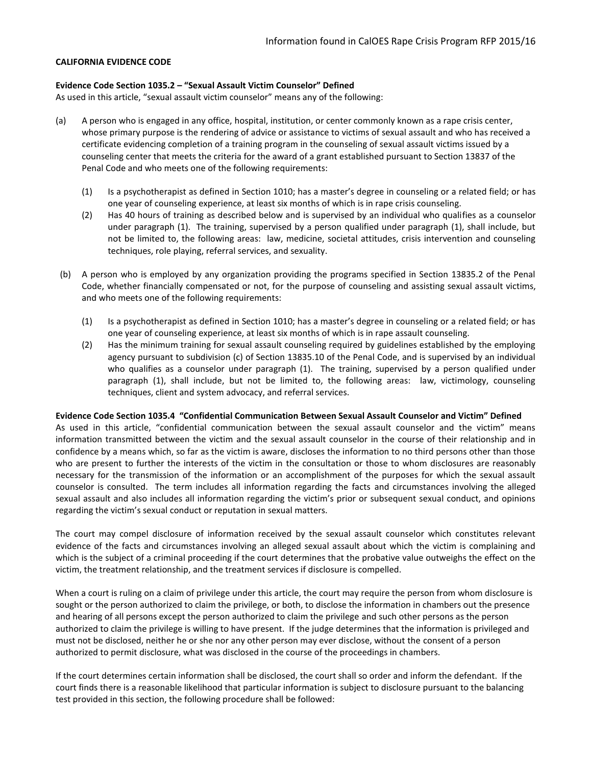**CALIFORNIA EVIDENCE CODE**

**Evidence Code Section 1035.2 – "Sexual Assault Victim Counselor" Defined**
As used in this article, "sexual assault victim counselor" means any of the following:

(a) A person who is engaged in any office, hospital, institution, or center commonly known as a rape crisis center, whose primary purpose is the rendering of advice or assistance to victims of sexual assault and who has received a certificate evidencing completion of a training program in the counseling of sexual assault victims issued by a counseling center that meets the criteria for the award of a grant established pursuant to Section 13837 of the Penal Code and who meets one of the following requirements:

   (1) Is a psychotherapist as defined in Section 1010; has a master's degree in counseling or a related field; or has one year of counseling experience, at least six months of which is in rape crisis counseling.
   (2) Has 40 hours of training as described below and is supervised by an individual who qualifies as a counselor under paragraph (1). The training, supervised by a person qualified under paragraph (1), shall include, but not be limited to, the following areas: law, medicine, societal attitudes, crisis intervention and counseling techniques, role playing, referral services, and sexuality.

(b) A person who is employed by any organization providing the programs specified in Section 13835.2 of the Penal Code, whether financially compensated or not, for the purpose of counseling and assisting sexual assault victims, and who meets one of the following requirements:

   (1) Is a psychotherapist as defined in Section 1010; has a master's degree in counseling or a related field; or has one year of counseling experience, at least six months of which is in rape assault counseling.
   (2) Has the minimum training for sexual assault counseling required by guidelines established by the employing agency pursuant to subdivision (c) of Section 13835.10 of the Penal Code, and is supervised by an individual who qualifies as a counselor under paragraph (1). The training, supervised by a person qualified under paragraph (1), shall include, but not be limited to, the following areas: law, victimology, counseling techniques, client and system advocacy, and referral services.

**Evidence Code Section 1035.4 "Confidential Communication Between Sexual Assault Counselor and Victim" Defined**
As used in this article, "confidential communication between the sexual assault counselor and the victim" means information transmitted between the victim and the sexual assault counselor in the course of their relationship and in confidence by a means which, so far as the victim is aware, discloses the information to no third persons other than those who are present to further the interests of the victim in the consultation or those to whom disclosures are reasonably necessary for the transmission of the information or an accomplishment of the purposes for which the sexual assault counselor is consulted. The term includes all information regarding the facts and circumstances involving the alleged sexual assault and also includes all information regarding the victim's prior or subsequent sexual conduct, and opinions regarding the victim's sexual conduct or reputation in sexual matters.

The court may compel disclosure of information received by the sexual assault counselor which constitutes relevant evidence of the facts and circumstances involving an alleged sexual assault about which the victim is complaining and which is the subject of a criminal proceeding if the court determines that the probative value outweighs the effect on the victim, the treatment relationship, and the treatment services if disclosure is compelled.

When a court is ruling on a claim of privilege under this article, the court may require the person from whom disclosure is sought or the person authorized to claim the privilege, or both, to disclose the information in chambers out the presence and hearing of all persons except the person authorized to claim the privilege and such other persons as the person authorized to claim the privilege is willing to have present. If the judge determines that the information is privileged and must not be disclosed, neither he or she nor any other person may ever disclose, without the consent of a person authorized to permit disclosure, what was disclosed in the course of the proceedings in chambers.

If the court determines certain information shall be disclosed, the court shall so order and inform the defendant. If the court finds there is a reasonable likelihood that particular information is subject to disclosure pursuant to the balancing test provided in this section, the following procedure shall be followed: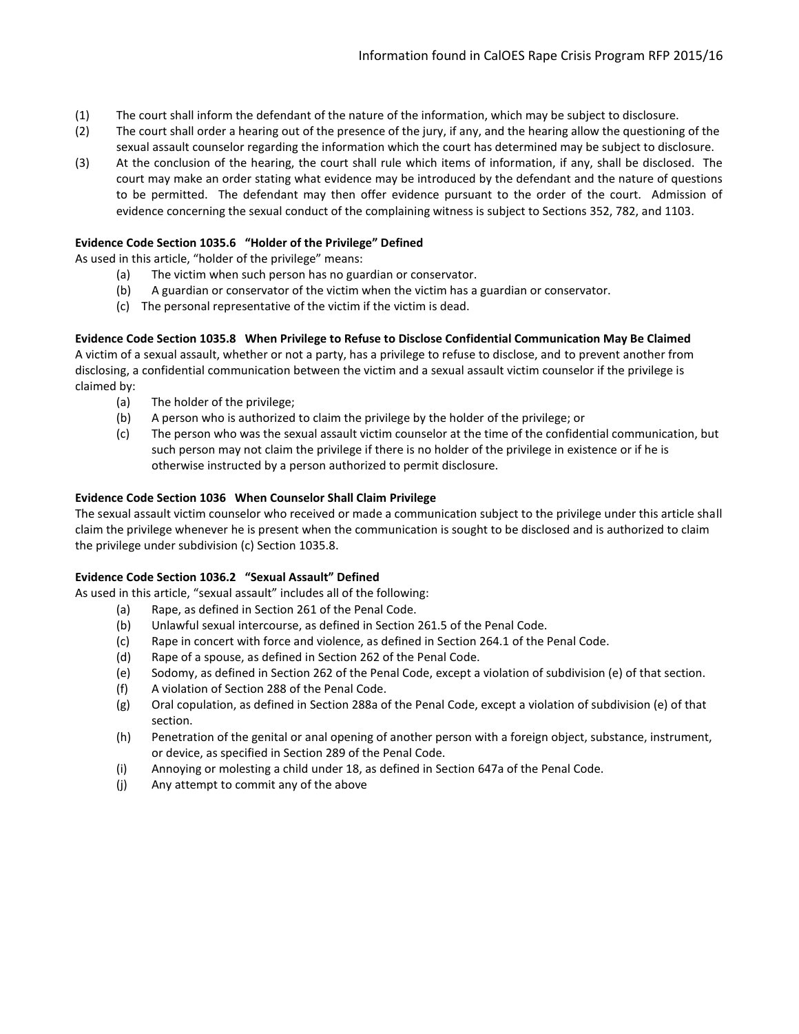(1) The court shall inform the defendant of the nature of the information, which may be subject to disclosure.

(2) The court shall order a hearing out of the presence of the jury, if any, and the hearing allow the questioning of the sexual assault counselor regarding the information which the court has determined may be subject to disclosure.

(3) At the conclusion of the hearing, the court shall rule which items of information, if any, shall be disclosed. The court may make an order stating what evidence may be introduced by the defendant and the nature of questions to be permitted. The defendant may then offer evidence pursuant to the order of the court. Admission of evidence concerning the sexual conduct of the complaining witness is subject to Sections 352, 782, and 1103.

**Evidence Code Section 1035.6 "Holder of the Privilege" Defined**

As used in this article, "holder of the privilege" means:

- (a) The victim when such person has no guardian or conservator.
- (b) A guardian or conservator of the victim when the victim has a guardian or conservator.
- (c) The personal representative of the victim if the victim is dead.

**Evidence Code Section 1035.8 When Privilege to Refuse to Disclose Confidential Communication May Be Claimed**

A victim of a sexual assault, whether or not a party, has a privilege to refuse to disclose, and to prevent another from disclosing, a confidential communication between the victim and a sexual assault victim counselor if the privilege is claimed by:

- (a) The holder of the privilege;
- (b) A person who is authorized to claim the privilege by the holder of the privilege; or
- (c) The person who was the sexual assault victim counselor at the time of the confidential communication, but such person may not claim the privilege if there is no holder of the privilege in existence or if he is otherwise instructed by a person authorized to permit disclosure.

**Evidence Code Section 1036 When Counselor Shall Claim Privilege**

The sexual assault victim counselor who received or made a communication subject to the privilege under this article shall claim the privilege whenever he is present when the communication is sought to be disclosed and is authorized to claim the privilege under subdivision (c) Section 1035.8.

**Evidence Code Section 1036.2 "Sexual Assault" Defined**

As used in this article, "sexual assault" includes all of the following:

- (a) Rape, as defined in Section 261 of the Penal Code.
- (b) Unlawful sexual intercourse, as defined in Section 261.5 of the Penal Code.
- (c) Rape in concert with force and violence, as defined in Section 264.1 of the Penal Code.
- (d) Rape of a spouse, as defined in Section 262 of the Penal Code.
- (e) Sodomy, as defined in Section 262 of the Penal Code, except a violation of subdivision (e) of that section.
- (f) A violation of Section 288 of the Penal Code.
- (g) Oral copulation, as defined in Section 288a of the Penal Code, except a violation of subdivision (e) of that section.
- (h) Penetration of the genital or anal opening of another person with a foreign object, substance, instrument, or device, as specified in Section 289 of the Penal Code.
- (i) Annoying or molesting a child under 18, as defined in Section 647a of the Penal Code.
- (j) Any attempt to commit any of the above